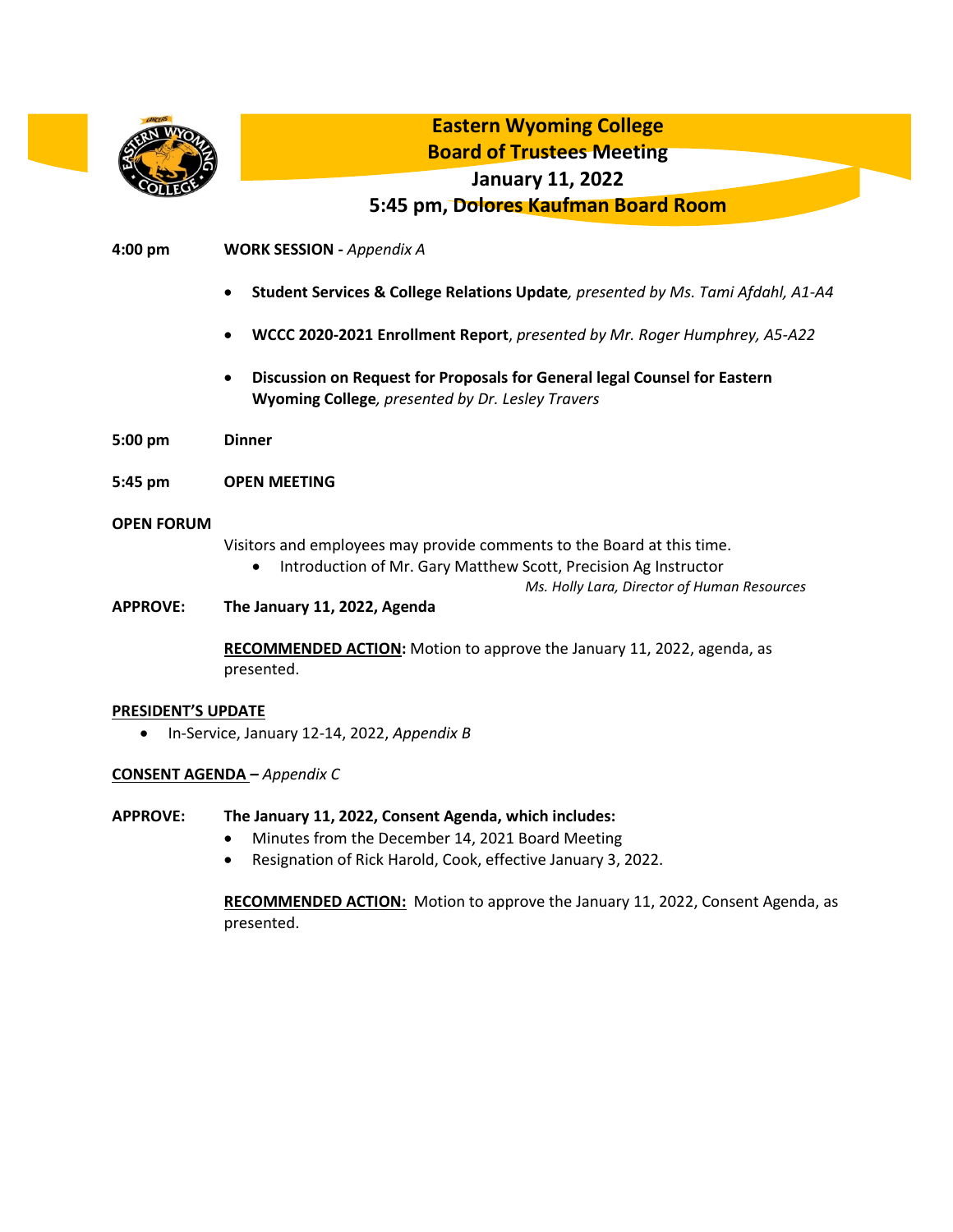# Eastern Wyoming College
## Board of Trustees Meeting
## January 11, 2022
## 5:45 pm, Dolores Kaufman Board Room

**4:00 pm** **WORK SESSION -** *Appendix A*

- **Student Services & College Relations Update***, presented by Ms. Tami Afdahl, A1-A4*
- **WCCC 2020-2021 Enrollment Report**, *presented by Mr. Roger Humphrey, A5-A22*
- **Discussion on Request for Proposals for General legal Counsel for Eastern Wyoming College***, presented by Dr. Lesley Travers*

**5:00 pm** **Dinner**

**5:45 pm** **OPEN MEETING**

**OPEN FORUM**

Visitors and employees may provide comments to the Board at this time.

- Introduction of Mr. Gary Matthew Scott, Precision Ag Instructor

*Ms. Holly Lara, Director of Human Resources*

**APPROVE:** **The January 11, 2022, Agenda**

**<u>RECOMMENDED ACTION</u>:** Motion to approve the January 11, 2022, agenda, as presented.

**<u>PRESIDENT'S UPDATE</u>**

- In-Service, January 12-14, 2022, *Appendix B*

**<u>CONSENT AGENDA</u> –** *Appendix C*

**APPROVE:** **The January 11, 2022, Consent Agenda, which includes:**

- Minutes from the December 14, 2021 Board Meeting
- Resignation of Rick Harold, Cook, effective January 3, 2022.

**<u>RECOMMENDED ACTION:</u>** Motion to approve the January 11, 2022, Consent Agenda, as presented.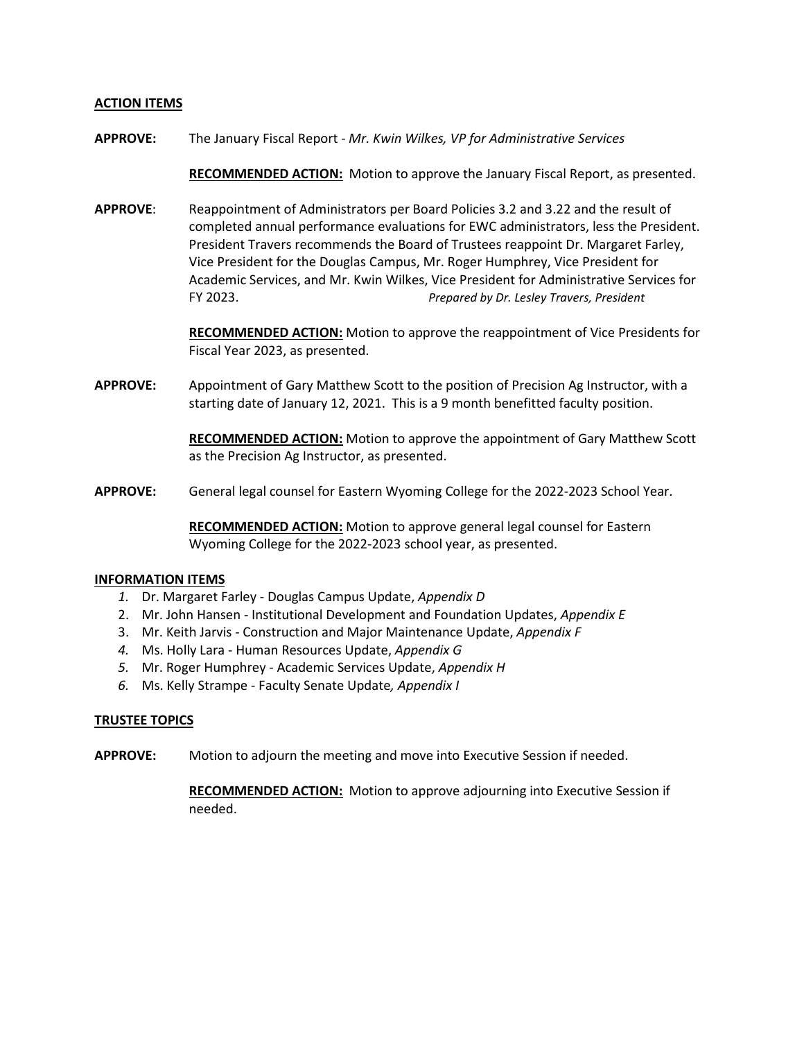**ACTION ITEMS**

**APPROVE:** The January Fiscal Report - *Mr. Kwin Wilkes, VP for Administrative Services*

**RECOMMENDED ACTION:** Motion to approve the January Fiscal Report, as presented.

**APPROVE**: Reappointment of Administrators per Board Policies 3.2 and 3.22 and the result of completed annual performance evaluations for EWC administrators, less the President. President Travers recommends the Board of Trustees reappoint Dr. Margaret Farley, Vice President for the Douglas Campus, Mr. Roger Humphrey, Vice President for Academic Services, and Mr. Kwin Wilkes, Vice President for Administrative Services for FY 2023. *Prepared by Dr. Lesley Travers, President*

**RECOMMENDED ACTION:** Motion to approve the reappointment of Vice Presidents for Fiscal Year 2023, as presented.

**APPROVE:** Appointment of Gary Matthew Scott to the position of Precision Ag Instructor, with a starting date of January 12, 2021. This is a 9 month benefitted faculty position.

**RECOMMENDED ACTION:** Motion to approve the appointment of Gary Matthew Scott as the Precision Ag Instructor, as presented.

**APPROVE:** General legal counsel for Eastern Wyoming College for the 2022-2023 School Year.

**RECOMMENDED ACTION:** Motion to approve general legal counsel for Eastern Wyoming College for the 2022-2023 school year, as presented.

**INFORMATION ITEMS**

1. Dr. Margaret Farley - Douglas Campus Update, *Appendix D*
2. Mr. John Hansen - Institutional Development and Foundation Updates, *Appendix E*
3. Mr. Keith Jarvis - Construction and Major Maintenance Update, *Appendix F*
4. Ms. Holly Lara - Human Resources Update, *Appendix G*
5. Mr. Roger Humphrey - Academic Services Update, *Appendix H*
6. Ms. Kelly Strampe - Faculty Senate Update*, Appendix I*

**TRUSTEE TOPICS**

**APPROVE:** Motion to adjourn the meeting and move into Executive Session if needed.

**RECOMMENDED ACTION:** Motion to approve adjourning into Executive Session if needed.